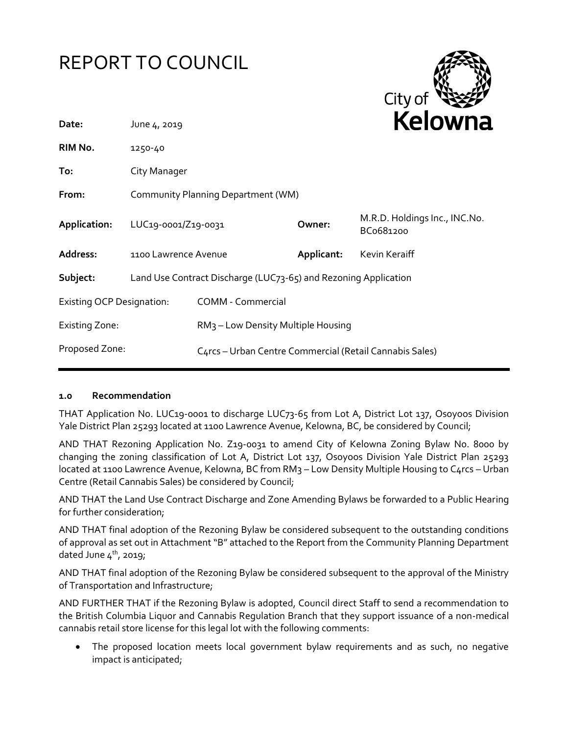# REPORT TO COUNCIL

City of **Kelowna**

| | | | |
|---|---|---|---|
| **Date:** | June 4, 2019 | | |
| **RIM No.** | 1250-40 | | |
| **To:** | City Manager | | |
| **From:** | Community Planning Department (WM) | | |
| **Application:** | LUC19-0001/Z19-0031 | **Owner:** | M.R.D. Holdings Inc., INC.No. BC0681200 |
| **Address:** | 1100 Lawrence Avenue | **Applicant:** | Kevin Keraiff |
| **Subject:** | Land Use Contract Discharge (LUC73-65) and Rezoning Application | | |

| | |
|---|---|
| Existing OCP Designation: | COMM - Commercial |
| Existing Zone: | RM3 – Low Density Multiple Housing |
| Proposed Zone: | C4rcs – Urban Centre Commercial (Retail Cannabis Sales) |

## 1.0 Recommendation

THAT Application No. LUC19-0001 to discharge LUC73-65 from Lot A, District Lot 137, Osoyoos Division Yale District Plan 25293 located at 1100 Lawrence Avenue, Kelowna, BC, be considered by Council;

AND THAT Rezoning Application No. Z19-0031 to amend City of Kelowna Zoning Bylaw No. 8000 by changing the zoning classification of Lot A, District Lot 137, Osoyoos Division Yale District Plan 25293 located at 1100 Lawrence Avenue, Kelowna, BC from RM3 – Low Density Multiple Housing to C4rcs – Urban Centre (Retail Cannabis Sales) be considered by Council;

AND THAT the Land Use Contract Discharge and Zone Amending Bylaws be forwarded to a Public Hearing for further consideration;

AND THAT final adoption of the Rezoning Bylaw be considered subsequent to the outstanding conditions of approval as set out in Attachment "B" attached to the Report from the Community Planning Department dated June 4th, 2019;

AND THAT final adoption of the Rezoning Bylaw be considered subsequent to the approval of the Ministry of Transportation and Infrastructure;

AND FURTHER THAT if the Rezoning Bylaw is adopted, Council direct Staff to send a recommendation to the British Columbia Liquor and Cannabis Regulation Branch that they support issuance of a non-medical cannabis retail store license for this legal lot with the following comments:

- The proposed location meets local government bylaw requirements and as such, no negative impact is anticipated;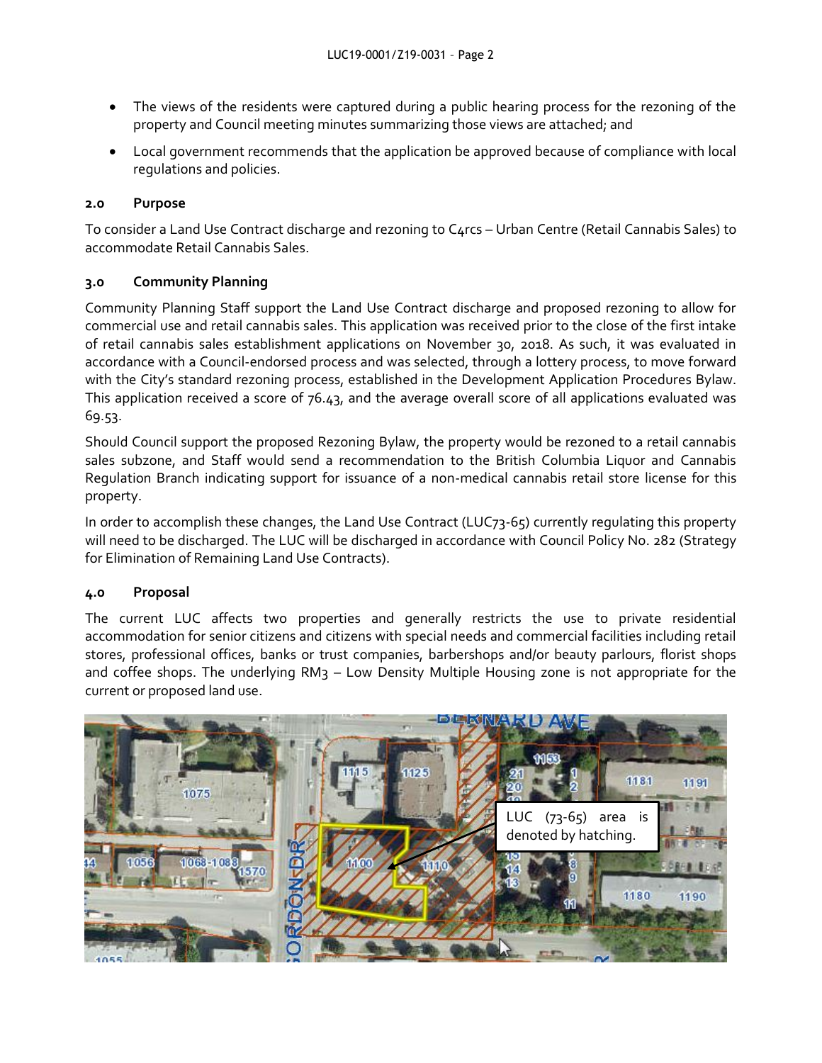- The views of the residents were captured during a public hearing process for the rezoning of the property and Council meeting minutes summarizing those views are attached; and
- Local government recommends that the application be approved because of compliance with local regulations and policies.

### 2.0 Purpose

To consider a Land Use Contract discharge and rezoning to C4rcs – Urban Centre (Retail Cannabis Sales) to accommodate Retail Cannabis Sales.

### 3.0 Community Planning

Community Planning Staff support the Land Use Contract discharge and proposed rezoning to allow for commercial use and retail cannabis sales. This application was received prior to the close of the first intake of retail cannabis sales establishment applications on November 30, 2018. As such, it was evaluated in accordance with a Council-endorsed process and was selected, through a lottery process, to move forward with the City's standard rezoning process, established in the Development Application Procedures Bylaw. This application received a score of 76.43, and the average overall score of all applications evaluated was 69.53.

Should Council support the proposed Rezoning Bylaw, the property would be rezoned to a retail cannabis sales subzone, and Staff would send a recommendation to the British Columbia Liquor and Cannabis Regulation Branch indicating support for issuance of a non-medical cannabis retail store license for this property.

In order to accomplish these changes, the Land Use Contract (LUC73-65) currently regulating this property will need to be discharged. The LUC will be discharged in accordance with Council Policy No. 282 (Strategy for Elimination of Remaining Land Use Contracts).

### 4.0 Proposal

The current LUC affects two properties and generally restricts the use to private residential accommodation for senior citizens and citizens with special needs and commercial facilities including retail stores, professional offices, banks or trust companies, barbershops and/or beauty parlours, florist shops and coffee shops. The underlying RM3 – Low Density Multiple Housing zone is not appropriate for the current or proposed land use.

LUC (73-65) area is denoted by hatching.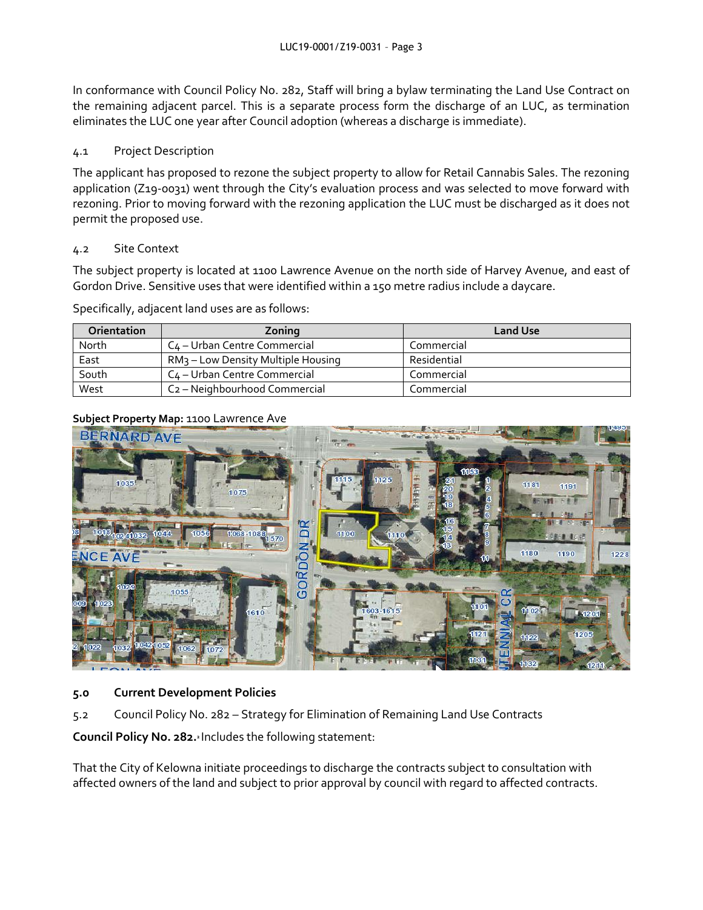In conformance with Council Policy No. 282, Staff will bring a bylaw terminating the Land Use Contract on the remaining adjacent parcel. This is a separate process form the discharge of an LUC, as termination eliminates the LUC one year after Council adoption (whereas a discharge is immediate).

### 4.1 Project Description

The applicant has proposed to rezone the subject property to allow for Retail Cannabis Sales. The rezoning application (Z19-0031) went through the City's evaluation process and was selected to move forward with rezoning. Prior to moving forward with the rezoning application the LUC must be discharged as it does not permit the proposed use.

### 4.2 Site Context

The subject property is located at 1100 Lawrence Avenue on the north side of Harvey Avenue, and east of Gordon Drive. Sensitive uses that were identified within a 150 metre radius include a daycare.

Specifically, adjacent land uses are as follows:

| Orientation | Zoning | Land Use |
|---|---|---|
| North | C4 – Urban Centre Commercial | Commercial |
| East | RM3 – Low Density Multiple Housing | Residential |
| South | C4 – Urban Centre Commercial | Commercial |
| West | C2 – Neighbourhood Commercial | Commercial |

**Subject Property Map:** 1100 Lawrence Ave

## 5.0 Current Development Policies

### 5.2 Council Policy No. 282 – Strategy for Elimination of Remaining Land Use Contracts

**Council Policy No. 282.**[1] Includes the following statement:

That the City of Kelowna initiate proceedings to discharge the contracts subject to consultation with affected owners of the land and subject to prior approval by council with regard to affected contracts.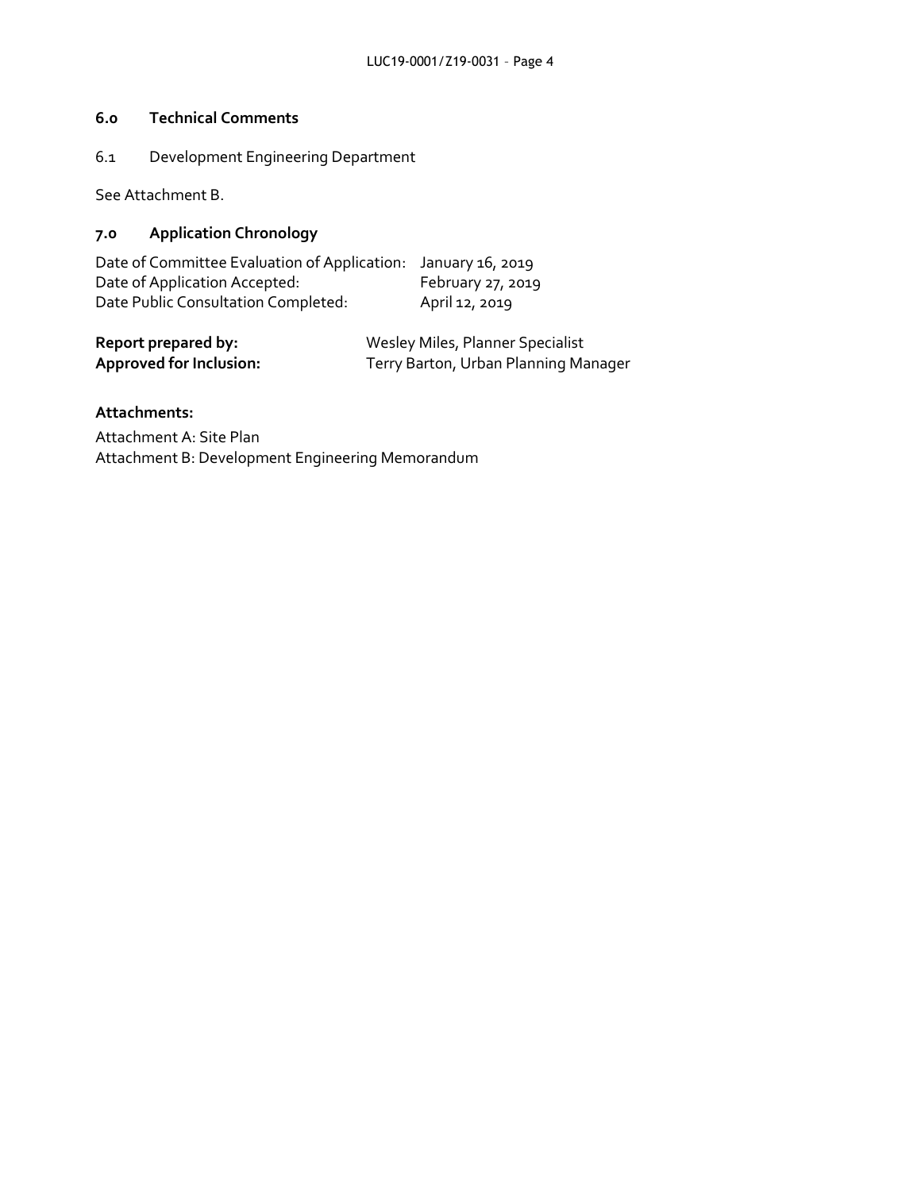## 6.0 Technical Comments

6.1 Development Engineering Department

See Attachment B.

## 7.0 Application Chronology

Date of Committee Evaluation of Application: January 16, 2019
Date of Application Accepted: February 27, 2019
Date Public Consultation Completed: April 12, 2019

**Report prepared by:** Wesley Miles, Planner Specialist
**Approved for Inclusion:** Terry Barton, Urban Planning Manager

### Attachments:

Attachment A: Site Plan
Attachment B: Development Engineering Memorandum